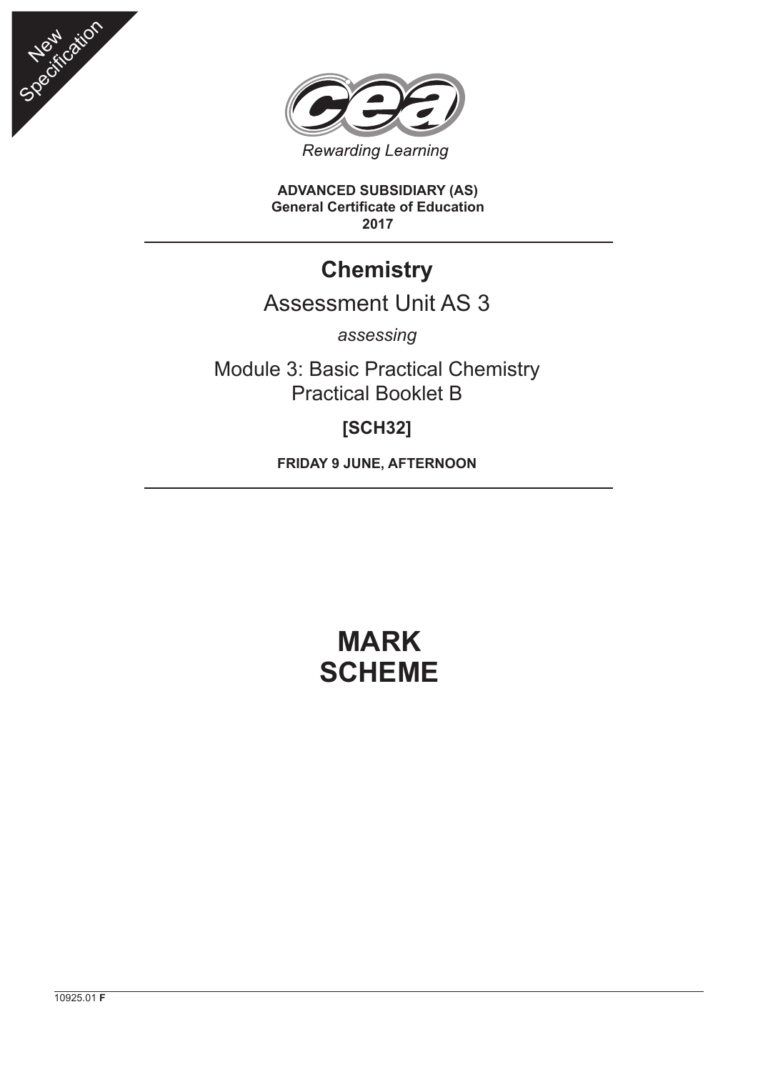New Specification

Rewarding Learning

**ADVANCED SUBSIDIARY (AS)**
**General Certificate of Education**
**2017**

# Chemistry

## Assessment Unit AS 3

*assessing*

Module 3: Basic Practical Chemistry
Practical Booklet B

**[SCH32]**

**FRIDAY 9 JUNE, AFTERNOON**

# MARK SCHEME

10925.01 **F**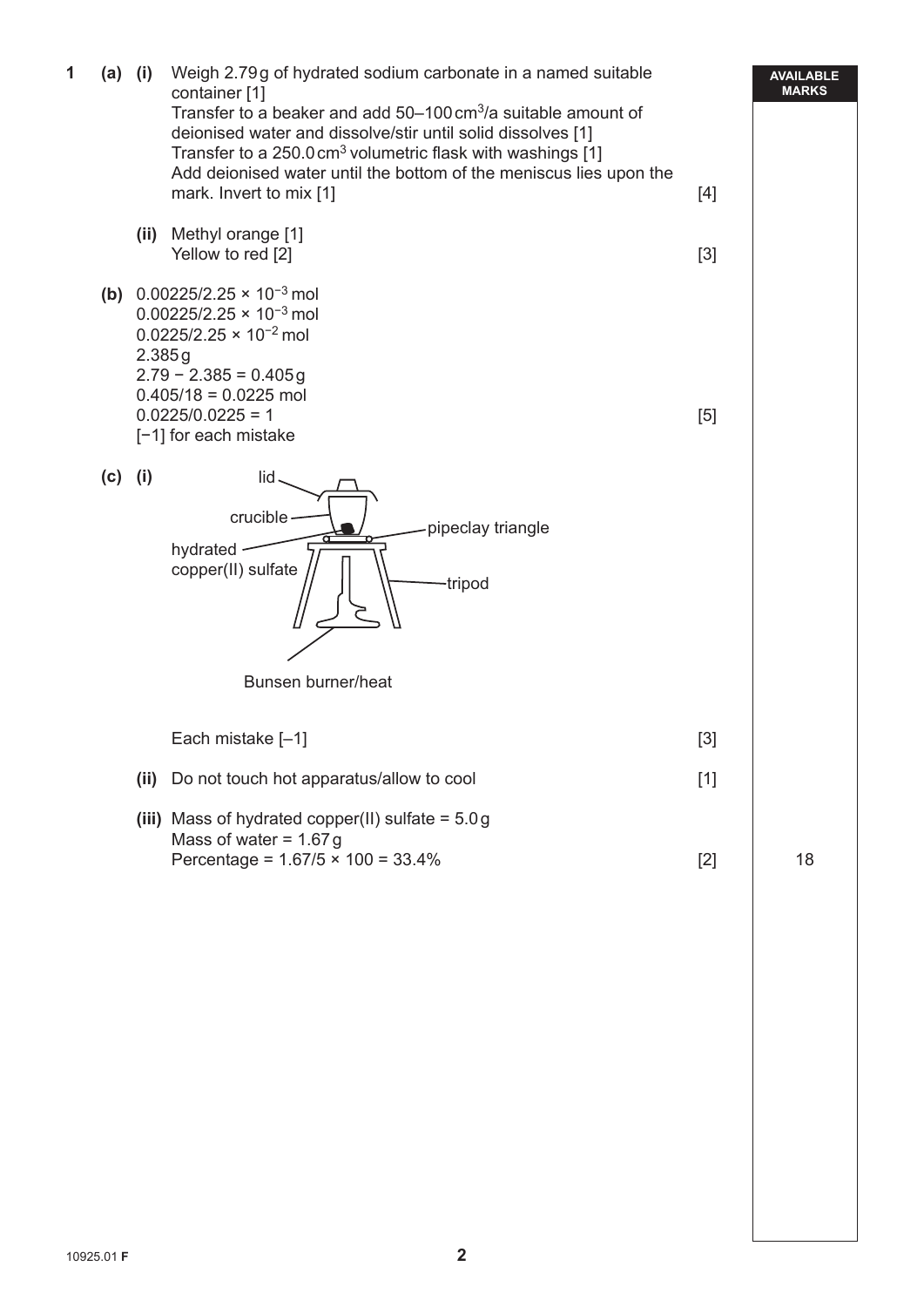**1 (a) (i)** Weigh 2.79 g of hydrated sodium carbonate in a named suitable container [1]
Transfer to a beaker and add 50–100 $cm^3$/a suitable amount of deionised water and dissolve/stir until solid dissolves [1]
Transfer to a 250.0 $cm^3$ volumetric flask with washings [1]
Add deionised water until the bottom of the meniscus lies upon the mark. Invert to mix [1] **[4]**

**(ii)** Methyl orange [1]
Yellow to red [2] **[3]**

**(b)** 0.00225/$2.25 \times 10^{-3}$ mol
0.00225/$2.25 \times 10^{-3}$ mol
0.0225/$2.25 \times 10^{-2}$ mol
2.385 g
$2.79 - 2.385 = 0.405$ g
$0.405/18 = 0.0225$ mol
$0.0225/0.0225 = 1$
[−1] for each mistake **[5]**

**(c) (i)**

lid, crucible, hydrated copper(II) sulfate, pipeclay triangle, tripod, Bunsen burner/heat

Each mistake [–1] **[3]**

**(ii)** Do not touch hot apparatus/allow to cool **[1]**

**(iii)** Mass of hydrated copper(II) sulfate = 5.0 g
Mass of water = 1.67 g
Percentage = $1.67/5 \times 100 = 33.4\%$ **[2]**

AVAILABLE MARKS: 18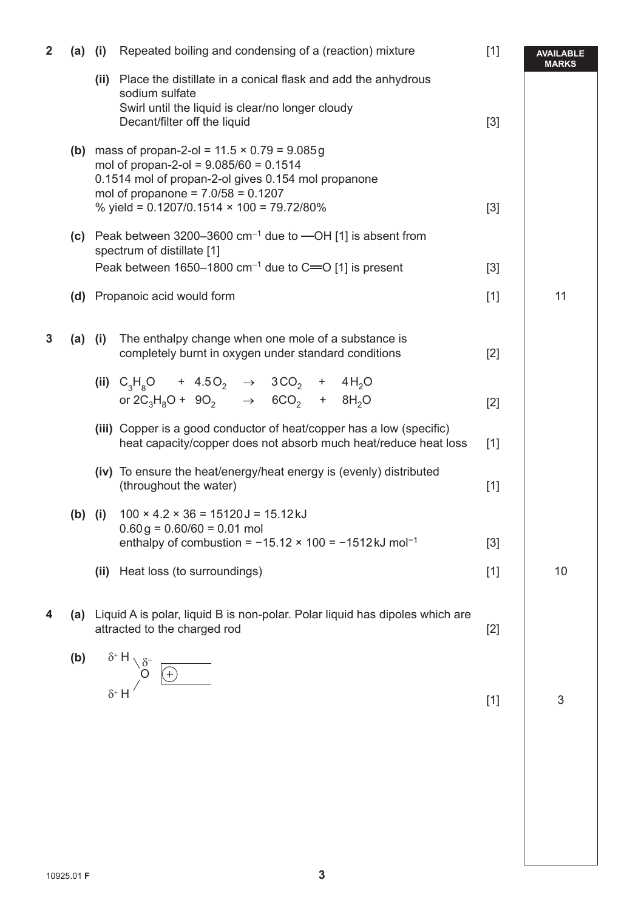| | | | | | AVAILABLE MARKS |
|---|---|---|---|---|---|
| 2 | (a) | (i) | Repeated boiling and condensing of a (reaction) mixture | [1] | |
| | | (ii) | Place the distillate in a conical flask and add the anhydrous sodium sulfate<br>Swirl until the liquid is clear/no longer cloudy<br>Decant/filter off the liquid | [3] | |
| | (b) | | mass of propan-2-ol = $11.5 \times 0.79 = 9.085$ g<br>mol of propan-2-ol = $9.085/60 = 0.1514$<br>0.1514 mol of propan-2-ol gives 0.154 mol propanone<br>mol of propanone = $7.0/58 = 0.1207$<br>% yield = $0.1207/0.1514 \times 100 = 79.72/80\%$ | [3] | |
| | (c) | | Peak between 3200–3600 $cm^{-1}$ due to —OH [1] is absent from spectrum of distillate [1]<br>Peak between 1650–1800 $cm^{-1}$ due to C═O [1] is present | [3] | |
| | (d) | | Propanoic acid would form | [1] | 11 |
| 3 | (a) | (i) | The enthalpy change when one mole of a substance is completely burnt in oxygen under standard conditions | [2] | |
| | | (ii) | $C_3H_8O + 4.5O_2 \rightarrow 3CO_2 + 4H_2O$<br>or $2C_3H_8O + 9O_2 \rightarrow 6CO_2 + 8H_2O$ | [2] | |
| | | (iii) | Copper is a good conductor of heat/copper has a low (specific) heat capacity/copper does not absorb much heat/reduce heat loss | [1] | |
| | | (iv) | To ensure the heat/energy/heat energy is (evenly) distributed (throughout the water) | [1] | |
| | (b) | (i) | $100 \times 4.2 \times 36 = 15120$ J = 15.12 kJ<br>0.60 g = $0.60/60 = 0.01$ mol<br>enthalpy of combustion = $-15.12 \times 100 = -1512$ kJ $mol^{-1}$ | [3] | |
| | | (ii) | Heat loss (to surroundings) | [1] | 10 |
| 4 | (a) | | Liquid A is polar, liquid B is non-polar. Polar liquid has dipoles which are attracted to the charged rod | [2] | |
| | (b) | | Water molecule ($\delta^+$ H, $\delta^-$ O, $\delta^+$ H) with the $\delta^-$ O oriented towards the positively charged (+) rod | [1] | 3 |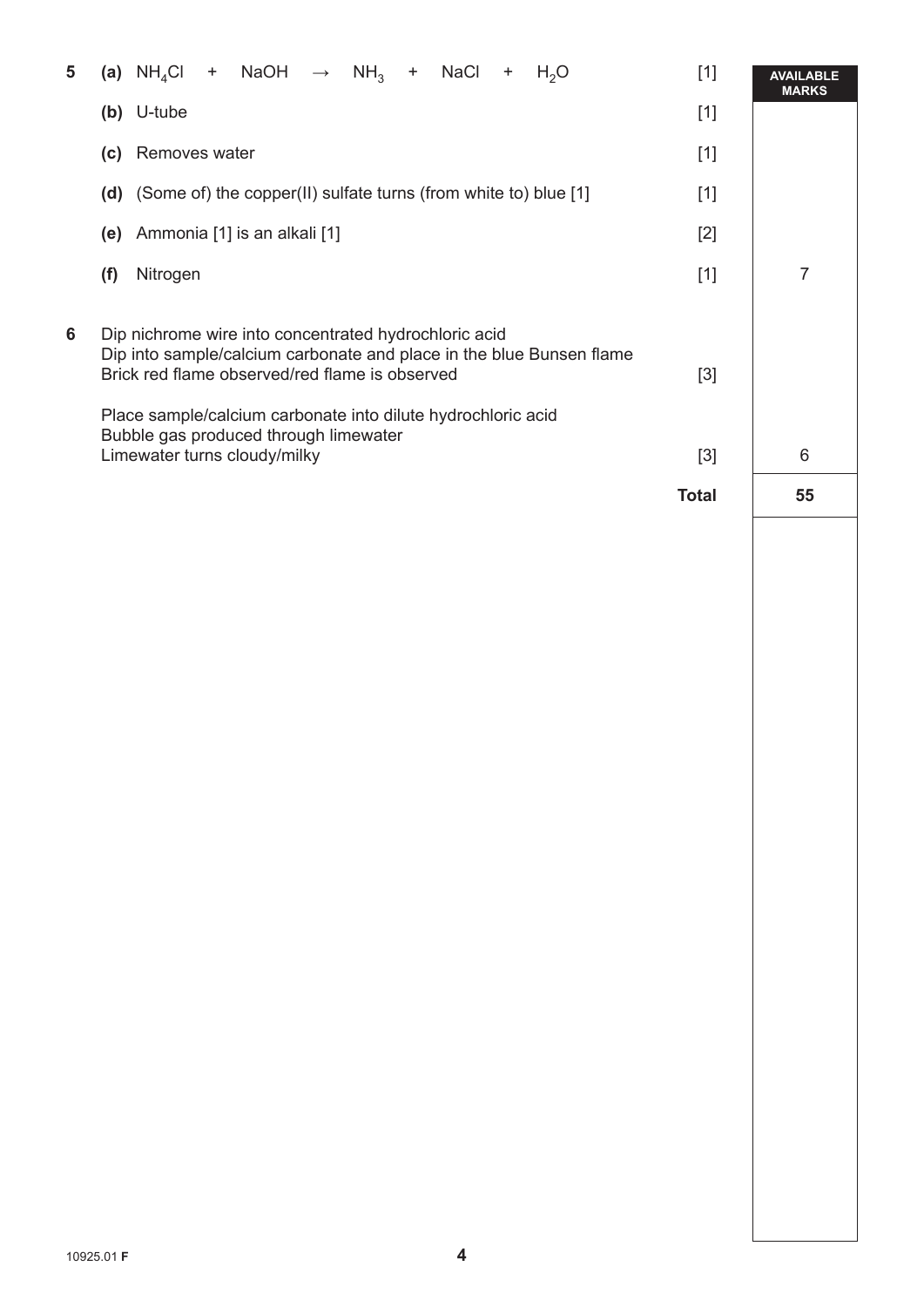| | | | | AVAILABLE MARKS |
|---|---|---|---|---|
| 5 | (a) | $NH_4Cl$ + NaOH → $NH_3$ + NaCl + $H_2O$ | [1] | |
| | (b) | U-tube | [1] | |
| | (c) | Removes water | [1] | |
| | (d) | (Some of) the copper(II) sulfate turns (from white to) blue [1] | [1] | |
| | (e) | Ammonia [1] is an alkali [1] | [2] | |
| | (f) | Nitrogen | [1] | 7 |
| 6 | | Dip nichrome wire into concentrated hydrochloric acid<br>Dip into sample/calcium carbonate and place in the blue Bunsen flame<br>Brick red flame observed/red flame is observed | [3] | |
| | | Place sample/calcium carbonate into dilute hydrochloric acid<br>Bubble gas produced through limewater<br>Limewater turns cloudy/milky | [3] | 6 |
| | | | **Total** | **55** |